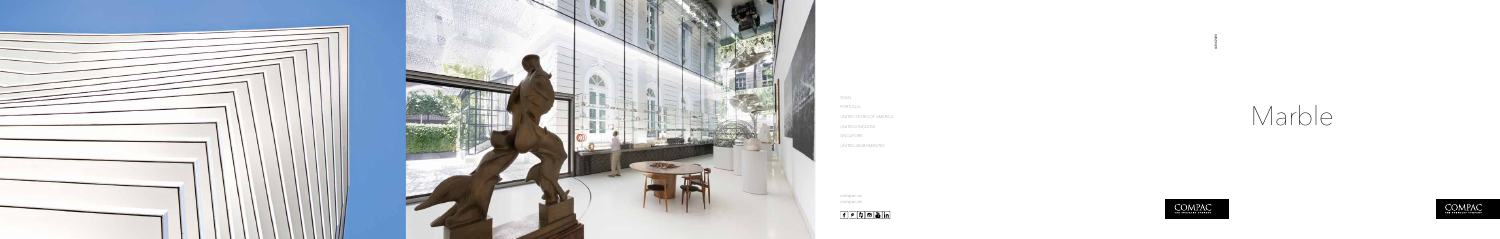SPAIN

PORTUGAL

UNITED STATES OF AMERICA

UNITED KINGDOM

SINGAPORE

UNITED ARAB EMIRATES

compac.es
compac.net

COMPAC

# Marble

COMPAC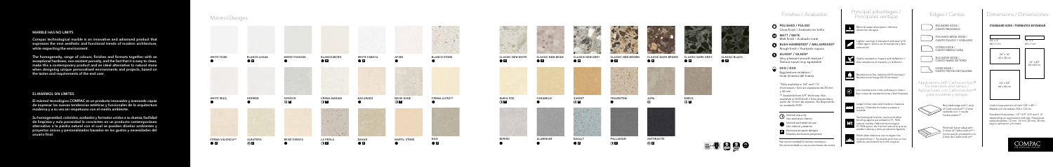# Mármol Designs

## MARBLE HAS NO LIMITS

Compac technological marble is an innovative and advanced product that expresses the new aesthetic and functional trends of modern architecture, while respecting the environment.

The homogeneity, range of colours, finishes and formats together with an exceptional hardness, non-existent porosity, and the fact that it is easy to clean, make this a contemporary product and an ideal alternative to natural stone when designing unique personalised environments and projects, based on the tastes and requirements of the end user.

## EL MÁRMOL SIN LÍMITES

El mármol tecnológico COMPAC es un producto innovador y avanzado capaz de expresar las nuevas tendencias estéticas y funcionales de la arquitectura moderna y a su vez ser respetuoso con el medio ambiente.

Su homogeneidad, colorido, acabados y formatos unidos a su dureza, facilidad de limpieza y nula porosidad lo convierten en un producto contemporáneo alternativo a la piedra natural con el cual se pueden diseñar ambientes y proyectos únicos y personalizados basados en los gustos y necesidades del usuario final.

WHITE TIDE
BLANCO LHASA
MICRO THASSOS
BLANCO MICRO
WHITE FARAYA
AFION
BLANCO STONE
CLASSIC NEW WHITE
CLASSIC NEW BEIGE
CLASSIC NEW GREY
CLASSIC NEW BROWN
CLASSIC DARK BROWN
CLASSIC DARK GREY
CLASSIC BLACK

WHITE IBIZA
HERMON
SIROCCO
CREMA MADAN
NACARADO
BEIGE DUNE
CREMA ALTEA**
NUBIA FOG
CARAMELO
SUNSET
TRAVERTINE
JURA
ENEUS

CREMA VALENCIA**
ALBUFERA
BEIGE FARAYA
LA PERLA
SAHAR
MARFIL STONE
NILO
BERING
ALUMINIUM
BASALT
PALLADIUM
ANTHRACITE

## Finishes / Acabados

- POLISHED / PULIDO
  Gloss finish / Acabado en brillo
- MATT / MATE
  Matt finish / Acabado mate
- BUSH HAMMERED* / ABUJARDADO*
  Rough finish / Acabado rugoso
- SILKEN* / SILKEN*
  Very pleasant smooth texture / Textura suave muy agradable
- OVO / OVO
  Egg texture imitation / Imita la textura del huevo

*Only available in 3/4" and 1¼" thicknesses / Solo en espesores de 20 mm y 30 mm

** Available from 5/8" thickness. Not available in OVO finish / Solo disponible a partir de 15 mm de espesor. No disponible en acabado OVO.

- Internal use only / Uso exclusivo interior
- Internal and external use / Uso interior y exterior
- Exclusive projects designs / Diseños exclusivos proyectos

Not recommended for kitchen worktops / No recomendado su uso en encimeras de cocina

## Principal advantages / Principales ventajas

- Minimal water absorption / Mínima absorción de agua
- Lighter: savings in transport and easy to fit / Más ligero: ahorro en el transporte y fácil colocación
- Highly resistant to impact and deflection / Alta resistencia al impacto y a la flexión
- Resistance to frost, rated as A2 (Frost-free) / Resistencia al hielo A2 (Hielo-free)
- Low maintenance costs and easy to clean / Bajo coste de mantenimiento y fácil limpieza
- Large format sizes and made-to-measure pieces / Grandes formatos y piezas a medida
- Technological marble resins and other binding agents are added to 91 - 96% natural marble / Mármol tecnológico: 91-96% de mármol natural al que se añaden resinas y otros productos ligantes
- Polish after mechanise: can re-regain the original sheen / Se puede pulir tras un uso intenso, recobrando su brillo original

## Edges / Cantos

- ROUNDED EDGE / CANTO REDONDO
- POLISHED BEVEL EDGE / CANTO PULIDO Y VISELADO
- COVED EDGE / CANTO MEDIA CAÑA
- BULLNOSE EDGE / CANTO MEDIO DE TORO
- OGEE EDGE / CANTO PECHO DE PALOMA

### Applications with Carborundum® for staircases and ramps / Aplicaciones con Carborundum® para escaleras y rampas

Rounded edge with 1 strip of Carborundum® / Canto redondo con 1 tira de Carborundum®

Polished, bevel edge with 2 strips of Carborundum® / Canto pulido y viselado con 2 tiras de Carborundum®

## Dimensions / Dimensiones

### STANDARD SIZES / FORMATOS ESTÁNDAR

24" x 12"
60 x 30 cm

24" x 24"
60 x 60 cm

12" x 12"
30 x 30 cm

12" x 24"
30 x 60 cm

Useful measurement of slab 120" x 48" / Medida útil de trabajo 306 x 123 cm

Standard thicknesses: 1/2", 5/8", 3/4" and 1 ¼" depending on application and use / Espesores estandarizados: 12 mm, 15 mm, 20 mm, 30 mm según aplicación y formato.

COMPAC